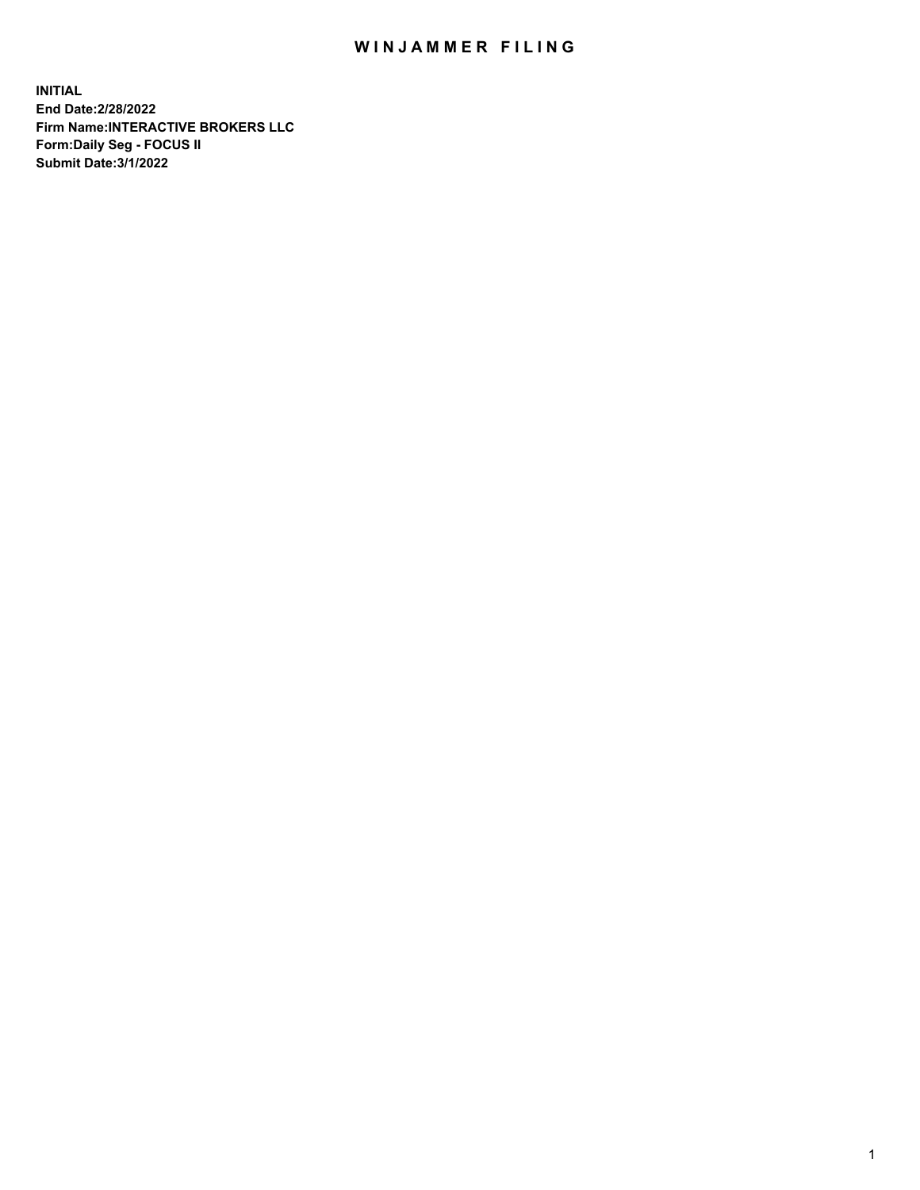# WINJAMMER FILING

**INITIAL**
**End Date:2/28/2022**
**Firm Name:INTERACTIVE BROKERS LLC**
**Form:Daily Seg - FOCUS II**
**Submit Date:3/1/2022**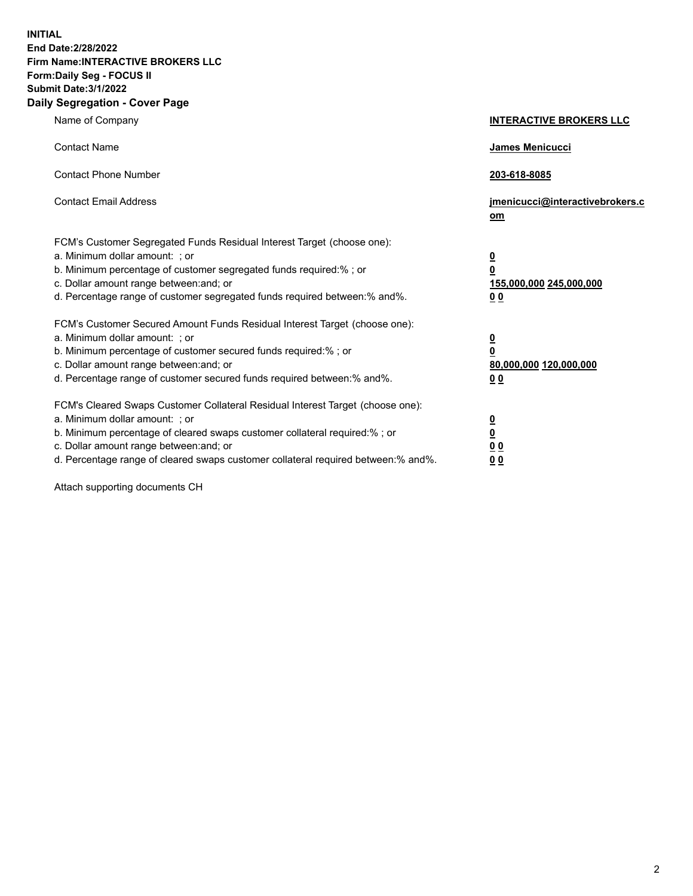**INITIAL**
**End Date:2/28/2022**
**Firm Name:INTERACTIVE BROKERS LLC**
**Form:Daily Seg - FOCUS II**
**Submit Date:3/1/2022**

## Daily Segregation - Cover Page

| | |
|---|---|
| Name of Company | **INTERACTIVE BROKERS LLC** |
| Contact Name | **James Menicucci** |
| Contact Phone Number | **203-618-8085** |
| Contact Email Address | **jmenicucci@interactivebrokers.com** |
| FCM's Customer Segregated Funds Residual Interest Target (choose one): | |
| a. Minimum dollar amount: ; or | **0** |
| b. Minimum percentage of customer segregated funds required:% ; or | **0** |
| c. Dollar amount range between:and; or | **155,000,000 245,000,000** |
| d. Percentage range of customer segregated funds required between:% and%. | **0 0** |
| FCM's Customer Secured Amount Funds Residual Interest Target (choose one): | |
| a. Minimum dollar amount: ; or | **0** |
| b. Minimum percentage of customer secured funds required:% ; or | **0** |
| c. Dollar amount range between:and; or | **80,000,000 120,000,000** |
| d. Percentage range of customer secured funds required between:% and%. | **0 0** |
| FCM's Cleared Swaps Customer Collateral Residual Interest Target (choose one): | |
| a. Minimum dollar amount: ; or | **0** |
| b. Minimum percentage of cleared swaps customer collateral required:% ; or | **0** |
| c. Dollar amount range between:and; or | **0 0** |
| d. Percentage range of cleared swaps customer collateral required between:% and%. | **0 0** |

Attach supporting documents CH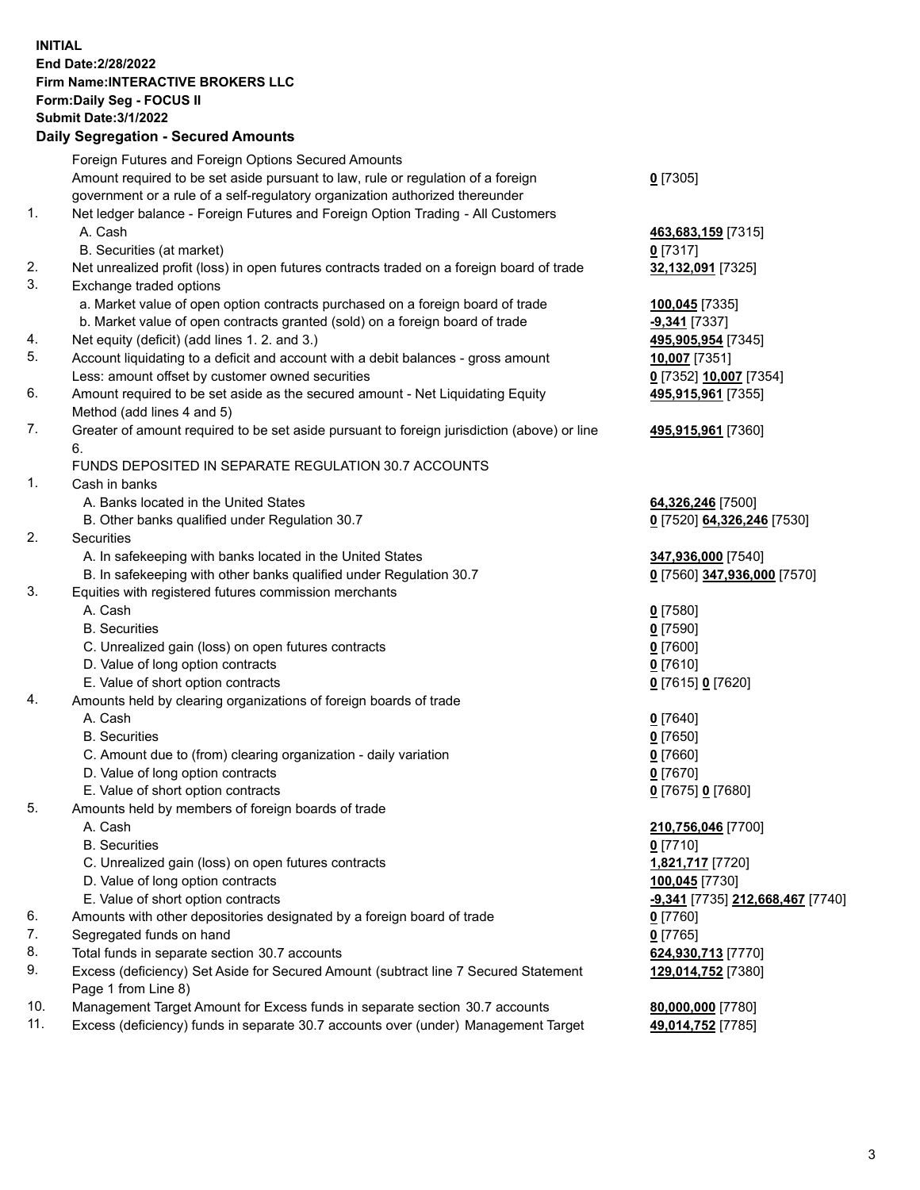**INITIAL**
**End Date:2/28/2022**
**Firm Name:INTERACTIVE BROKERS LLC**
**Form:Daily Seg - FOCUS II**
**Submit Date:3/1/2022**

## Daily Segregation - Secured Amounts

| | | |
|---|---|---|
| | Foreign Futures and Foreign Options Secured Amounts | |
| | Amount required to be set aside pursuant to law, rule or regulation of a foreign government or a rule of a self-regulatory organization authorized thereunder | **0** [7305] |
| 1. | Net ledger balance - Foreign Futures and Foreign Option Trading - All Customers | |
| | A. Cash | **463,683,159** [7315] |
| | B. Securities (at market) | **0** [7317] |
| 2. | Net unrealized profit (loss) in open futures contracts traded on a foreign board of trade | **32,132,091** [7325] |
| 3. | Exchange traded options | |
| | a. Market value of open option contracts purchased on a foreign board of trade | **100,045** [7335] |
| | b. Market value of open contracts granted (sold) on a foreign board of trade | **-9,341** [7337] |
| 4. | Net equity (deficit) (add lines 1. 2. and 3.) | **495,905,954** [7345] |
| 5. | Account liquidating to a deficit and account with a debit balances - gross amount | **10,007** [7351] |
| | Less: amount offset by customer owned securities | **0** [7352] **10,007** [7354] |
| 6. | Amount required to be set aside as the secured amount - Net Liquidating Equity Method (add lines 4 and 5) | **495,915,961** [7355] |
| 7. | Greater of amount required to be set aside pursuant to foreign jurisdiction (above) or line 6. | **495,915,961** [7360] |
| | FUNDS DEPOSITED IN SEPARATE REGULATION 30.7 ACCOUNTS | |
| 1. | Cash in banks | |
| | A. Banks located in the United States | **64,326,246** [7500] |
| | B. Other banks qualified under Regulation 30.7 | **0** [7520] **64,326,246** [7530] |
| 2. | Securities | |
| | A. In safekeeping with banks located in the United States | **347,936,000** [7540] |
| | B. In safekeeping with other banks qualified under Regulation 30.7 | **0** [7560] **347,936,000** [7570] |
| 3. | Equities with registered futures commission merchants | |
| | A. Cash | **0** [7580] |
| | B. Securities | **0** [7590] |
| | C. Unrealized gain (loss) on open futures contracts | **0** [7600] |
| | D. Value of long option contracts | **0** [7610] |
| | E. Value of short option contracts | **0** [7615] **0** [7620] |
| 4. | Amounts held by clearing organizations of foreign boards of trade | |
| | A. Cash | **0** [7640] |
| | B. Securities | **0** [7650] |
| | C. Amount due to (from) clearing organization - daily variation | **0** [7660] |
| | D. Value of long option contracts | **0** [7670] |
| | E. Value of short option contracts | **0** [7675] **0** [7680] |
| 5. | Amounts held by members of foreign boards of trade | |
| | A. Cash | **210,756,046** [7700] |
| | B. Securities | **0** [7710] |
| | C. Unrealized gain (loss) on open futures contracts | **1,821,717** [7720] |
| | D. Value of long option contracts | **100,045** [7730] |
| | E. Value of short option contracts | **-9,341** [7735] **212,668,467** [7740] |
| 6. | Amounts with other depositories designated by a foreign board of trade | **0** [7760] |
| 7. | Segregated funds on hand | **0** [7765] |
| 8. | Total funds in separate section 30.7 accounts | **624,930,713** [7770] |
| 9. | Excess (deficiency) Set Aside for Secured Amount (subtract line 7 Secured Statement Page 1 from Line 8) | **129,014,752** [7380] |
| 10. | Management Target Amount for Excess funds in separate section 30.7 accounts | **80,000,000** [7780] |
| 11. | Excess (deficiency) funds in separate 30.7 accounts over (under) Management Target | **49,014,752** [7785] |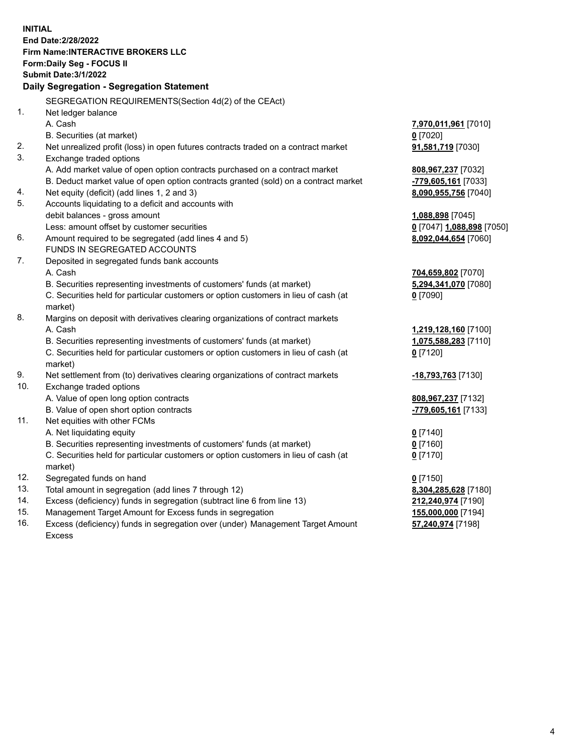**INITIAL**
**End Date:2/28/2022**
**Firm Name:INTERACTIVE BROKERS LLC**
**Form:Daily Seg - FOCUS II**
**Submit Date:3/1/2022**

## Daily Segregation - Segregation Statement

| | | |
|---|---|---|
| | SEGREGATION REQUIREMENTS(Section 4d(2) of the CEAct) | |
| 1. | Net ledger balance | |
| | A. Cash | **7,970,011,961** [7010] |
| | B. Securities (at market) | **0** [7020] |
| 2. | Net unrealized profit (loss) in open futures contracts traded on a contract market | **91,581,719** [7030] |
| 3. | Exchange traded options | |
| | A. Add market value of open option contracts purchased on a contract market | **808,967,237** [7032] |
| | B. Deduct market value of open option contracts granted (sold) on a contract market | **-779,605,161** [7033] |
| 4. | Net equity (deficit) (add lines 1, 2 and 3) | **8,090,955,756** [7040] |
| 5. | Accounts liquidating to a deficit and accounts with | |
| | debit balances - gross amount | **1,088,898** [7045] |
| | Less: amount offset by customer securities | **0** [7047] **1,088,898** [7050] |
| 6. | Amount required to be segregated (add lines 4 and 5) | **8,092,044,654** [7060] |
| | FUNDS IN SEGREGATED ACCOUNTS | |
| 7. | Deposited in segregated funds bank accounts | |
| | A. Cash | **704,659,802** [7070] |
| | B. Securities representing investments of customers' funds (at market) | **5,294,341,070** [7080] |
| | C. Securities held for particular customers or option customers in lieu of cash (at market) | **0** [7090] |
| 8. | Margins on deposit with derivatives clearing organizations of contract markets | |
| | A. Cash | **1,219,128,160** [7100] |
| | B. Securities representing investments of customers' funds (at market) | **1,075,588,283** [7110] |
| | C. Securities held for particular customers or option customers in lieu of cash (at market) | **0** [7120] |
| 9. | Net settlement from (to) derivatives clearing organizations of contract markets | **-18,793,763** [7130] |
| 10. | Exchange traded options | |
| | A. Value of open long option contracts | **808,967,237** [7132] |
| | B. Value of open short option contracts | **-779,605,161** [7133] |
| 11. | Net equities with other FCMs | |
| | A. Net liquidating equity | **0** [7140] |
| | B. Securities representing investments of customers' funds (at market) | **0** [7160] |
| | C. Securities held for particular customers or option customers in lieu of cash (at market) | **0** [7170] |
| 12. | Segregated funds on hand | **0** [7150] |
| 13. | Total amount in segregation (add lines 7 through 12) | **8,304,285,628** [7180] |
| 14. | Excess (deficiency) funds in segregation (subtract line 6 from line 13) | **212,240,974** [7190] |
| 15. | Management Target Amount for Excess funds in segregation | **155,000,000** [7194] |
| 16. | Excess (deficiency) funds in segregation over (under) Management Target Amount Excess | **57,240,974** [7198] |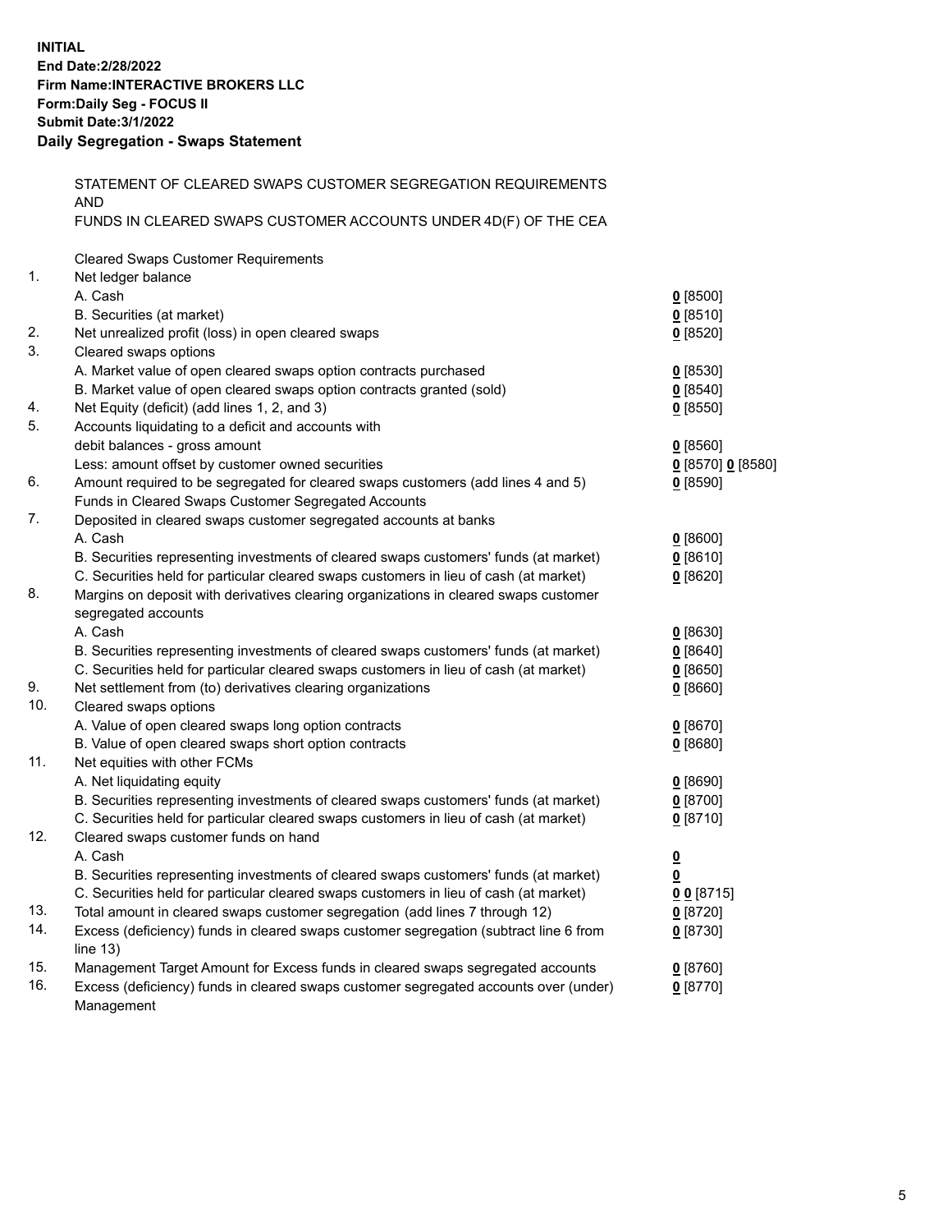**INITIAL**
**End Date:2/28/2022**
**Firm Name:INTERACTIVE BROKERS LLC**
**Form:Daily Seg - FOCUS II**
**Submit Date:3/1/2022**
**Daily Segregation - Swaps Statement**

STATEMENT OF CLEARED SWAPS CUSTOMER SEGREGATION REQUIREMENTS AND FUNDS IN CLEARED SWAPS CUSTOMER ACCOUNTS UNDER 4D(F) OF THE CEA

| | | |
|---|---|---|
| | Cleared Swaps Customer Requirements | |
| 1. | Net ledger balance | |
| | A. Cash | 0 [8500] |
| | B. Securities (at market) | 0 [8510] |
| 2. | Net unrealized profit (loss) in open cleared swaps | 0 [8520] |
| 3. | Cleared swaps options | |
| | A. Market value of open cleared swaps option contracts purchased | 0 [8530] |
| | B. Market value of open cleared swaps option contracts granted (sold) | 0 [8540] |
| 4. | Net Equity (deficit) (add lines 1, 2, and 3) | 0 [8550] |
| 5. | Accounts liquidating to a deficit and accounts with debit balances - gross amount | 0 [8560] |
| | Less: amount offset by customer owned securities | 0 [8570] 0 [8580] |
| 6. | Amount required to be segregated for cleared swaps customers (add lines 4 and 5) | 0 [8590] |
| | Funds in Cleared Swaps Customer Segregated Accounts | |
| 7. | Deposited in cleared swaps customer segregated accounts at banks | |
| | A. Cash | 0 [8600] |
| | B. Securities representing investments of cleared swaps customers' funds (at market) | 0 [8610] |
| | C. Securities held for particular cleared swaps customers in lieu of cash (at market) | 0 [8620] |
| 8. | Margins on deposit with derivatives clearing organizations in cleared swaps customer segregated accounts | |
| | A. Cash | 0 [8630] |
| | B. Securities representing investments of cleared swaps customers' funds (at market) | 0 [8640] |
| | C. Securities held for particular cleared swaps customers in lieu of cash (at market) | 0 [8650] |
| 9. | Net settlement from (to) derivatives clearing organizations | 0 [8660] |
| 10. | Cleared swaps options | |
| | A. Value of open cleared swaps long option contracts | 0 [8670] |
| | B. Value of open cleared swaps short option contracts | 0 [8680] |
| 11. | Net equities with other FCMs | |
| | A. Net liquidating equity | 0 [8690] |
| | B. Securities representing investments of cleared swaps customers' funds (at market) | 0 [8700] |
| | C. Securities held for particular cleared swaps customers in lieu of cash (at market) | 0 [8710] |
| 12. | Cleared swaps customer funds on hand | |
| | A. Cash | 0 |
| | B. Securities representing investments of cleared swaps customers' funds (at market) | 0 |
| | C. Securities held for particular cleared swaps customers in lieu of cash (at market) | 0 0 [8715] |
| 13. | Total amount in cleared swaps customer segregation (add lines 7 through 12) | 0 [8720] |
| 14. | Excess (deficiency) funds in cleared swaps customer segregation (subtract line 6 from line 13) | 0 [8730] |
| 15. | Management Target Amount for Excess funds in cleared swaps segregated accounts | 0 [8760] |
| 16. | Excess (deficiency) funds in cleared swaps customer segregated accounts over (under) Management | 0 [8770] |